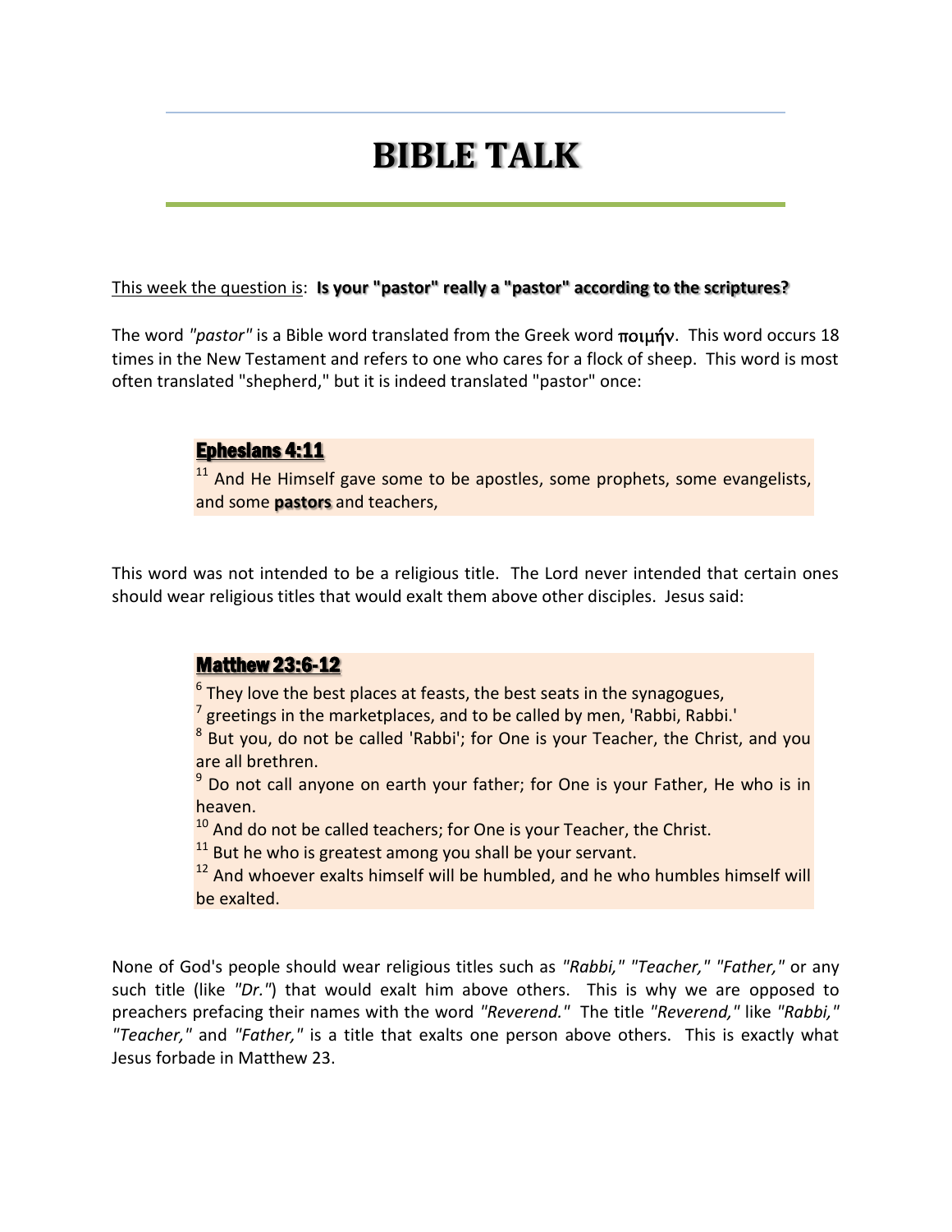# BIBLE TALK

<u>This week the question is</u>: **Is your "pastor" really a "pastor" according to the scriptures?**

The word *"pastor"* is a Bible word translated from the Greek word ποιμήν. This word occurs 18 times in the New Testament and refers to one who cares for a flock of sheep. This word is most often translated "shepherd," but it is indeed translated "pastor" once:

> **<u>Ephesians 4:11</u>**
> [11] And He Himself gave some to be apostles, some prophets, some evangelists, and some **pastors** and teachers,

This word was not intended to be a religious title. The Lord never intended that certain ones should wear religious titles that would exalt them above other disciples. Jesus said:

> **<u>Matthew 23:6-12</u>**
> [6] They love the best places at feasts, the best seats in the synagogues,
> [7] greetings in the marketplaces, and to be called by men, 'Rabbi, Rabbi.'
> [8] But you, do not be called 'Rabbi'; for One is your Teacher, the Christ, and you are all brethren.
> [9] Do not call anyone on earth your father; for One is your Father, He who is in heaven.
> [10] And do not be called teachers; for One is your Teacher, the Christ.
> [11] But he who is greatest among you shall be your servant.
> [12] And whoever exalts himself will be humbled, and he who humbles himself will be exalted.

None of God's people should wear religious titles such as *"Rabbi," "Teacher," "Father,"* or any such title (like *"Dr."*) that would exalt him above others. This is why we are opposed to preachers prefacing their names with the word *"Reverend."* The title *"Reverend,"* like *"Rabbi," "Teacher,"* and *"Father,"* is a title that exalts one person above others. This is exactly what Jesus forbade in Matthew 23.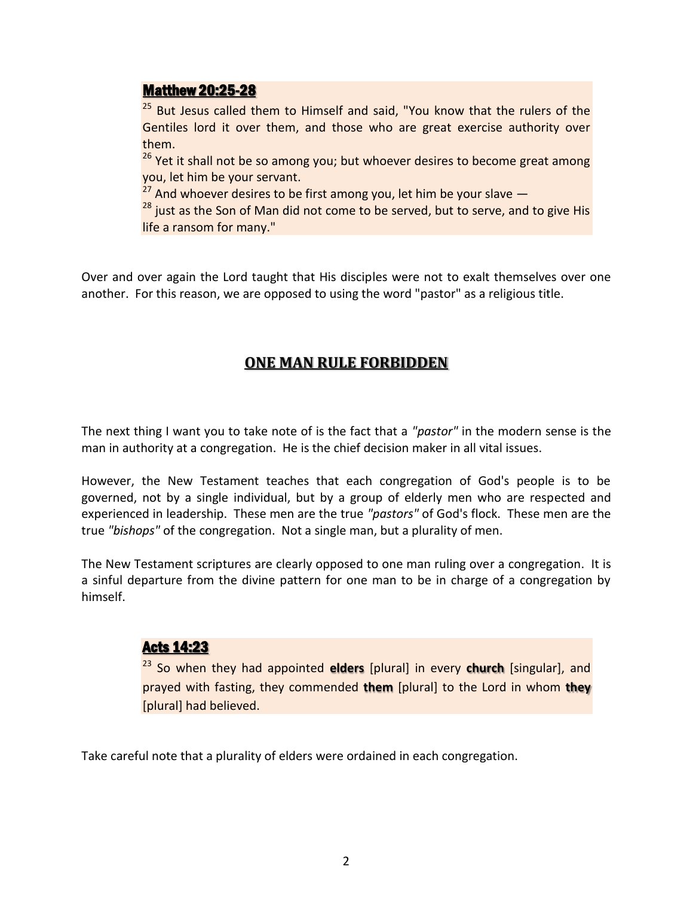**Matthew 20:25-28**

[25] But Jesus called them to Himself and said, "You know that the rulers of the Gentiles lord it over them, and those who are great exercise authority over them.
[26] Yet it shall not be so among you; but whoever desires to become great among you, let him be your servant.
[27] And whoever desires to be first among you, let him be your slave —
[28] just as the Son of Man did not come to be served, but to serve, and to give His life a ransom for many."

Over and over again the Lord taught that His disciples were not to exalt themselves over one another. For this reason, we are opposed to using the word "pastor" as a religious title.

## ONE MAN RULE FORBIDDEN

The next thing I want you to take note of is the fact that a *"pastor"* in the modern sense is the man in authority at a congregation. He is the chief decision maker in all vital issues.

However, the New Testament teaches that each congregation of God's people is to be governed, not by a single individual, but by a group of elderly men who are respected and experienced in leadership. These men are the true *"pastors"* of God's flock. These men are the true *"bishops"* of the congregation. Not a single man, but a plurality of men.

The New Testament scriptures are clearly opposed to one man ruling over a congregation. It is a sinful departure from the divine pattern for one man to be in charge of a congregation by himself.

**Acts 14:23**

[23] So when they had appointed **elders** [plural] in every **church** [singular], and prayed with fasting, they commended **them** [plural] to the Lord in whom **they** [plural] had believed.

Take careful note that a plurality of elders were ordained in each congregation.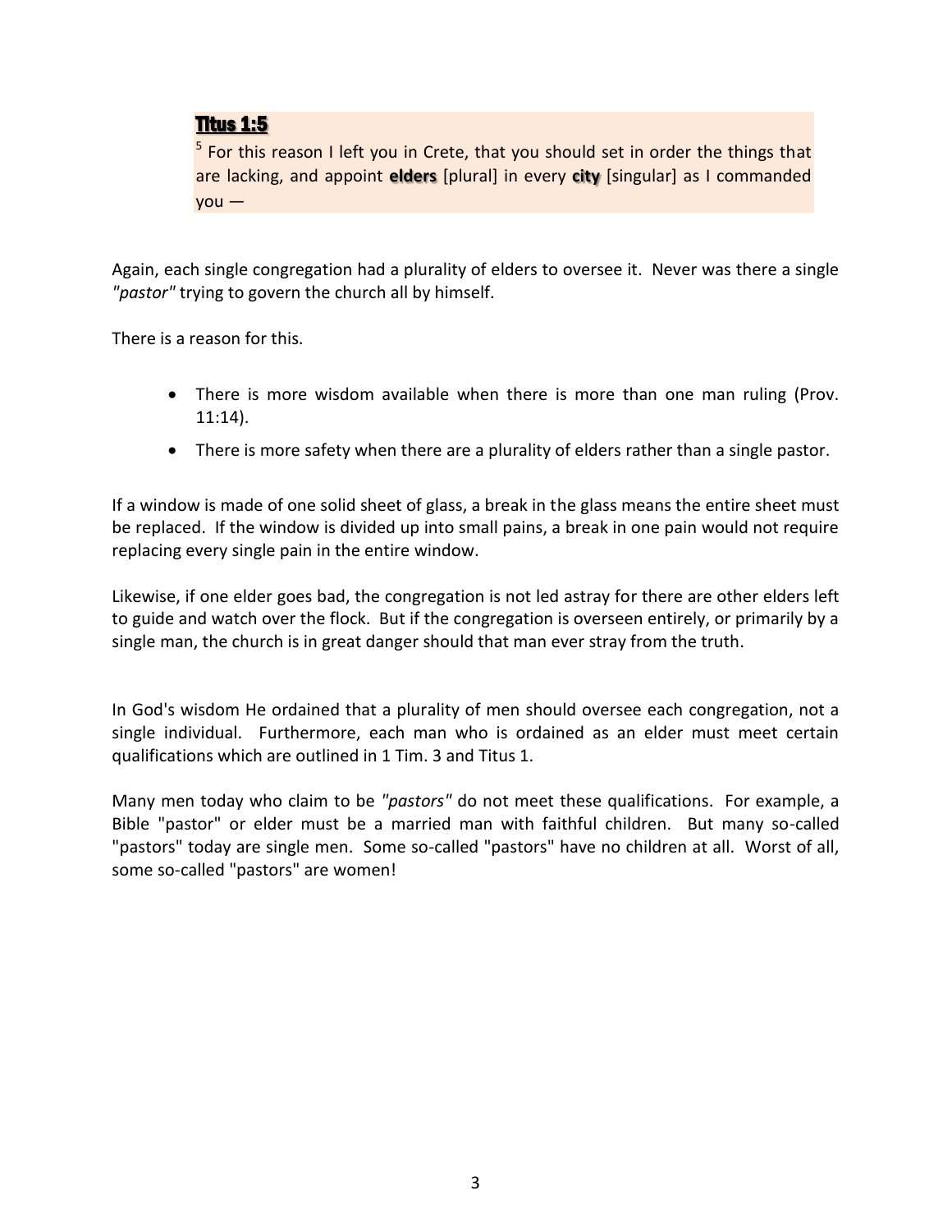**Titus 1:5**

[5] For this reason I left you in Crete, that you should set in order the things that are lacking, and appoint **elders** [plural] in every **city** [singular] as I commanded you —

Again, each single congregation had a plurality of elders to oversee it. Never was there a single *"pastor"* trying to govern the church all by himself.

There is a reason for this.

- There is more wisdom available when there is more than one man ruling (Prov. 11:14).
- There is more safety when there are a plurality of elders rather than a single pastor.

If a window is made of one solid sheet of glass, a break in the glass means the entire sheet must be replaced. If the window is divided up into small pains, a break in one pain would not require replacing every single pain in the entire window.

Likewise, if one elder goes bad, the congregation is not led astray for there are other elders left to guide and watch over the flock. But if the congregation is overseen entirely, or primarily by a single man, the church is in great danger should that man ever stray from the truth.

In God's wisdom He ordained that a plurality of men should oversee each congregation, not a single individual. Furthermore, each man who is ordained as an elder must meet certain qualifications which are outlined in 1 Tim. 3 and Titus 1.

Many men today who claim to be *"pastors"* do not meet these qualifications. For example, a Bible "pastor" or elder must be a married man with faithful children. But many so-called "pastors" today are single men. Some so-called "pastors" have no children at all. Worst of all, some so-called "pastors" are women!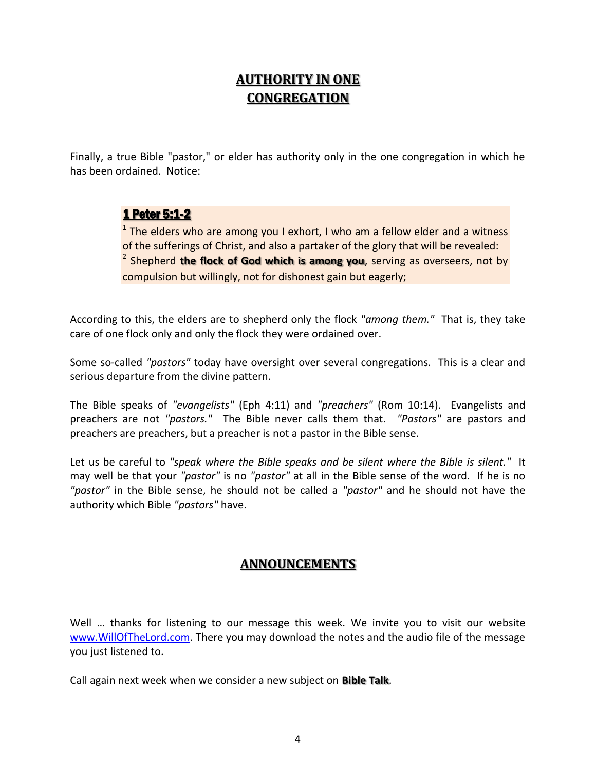## AUTHORITY IN ONE CONGREGATION

Finally, a true Bible "pastor," or elder has authority only in the one congregation in which he has been ordained. Notice:

> **1 Peter 5:1-2**
>
> [1] The elders who are among you I exhort, I who am a fellow elder and a witness of the sufferings of Christ, and also a partaker of the glory that will be revealed:
> [2] Shepherd **the flock of God which is among you**, serving as overseers, not by compulsion but willingly, not for dishonest gain but eagerly;

According to this, the elders are to shepherd only the flock *"among them."* That is, they take care of one flock only and only the flock they were ordained over.

Some so-called *"pastors"* today have oversight over several congregations. This is a clear and serious departure from the divine pattern.

The Bible speaks of *"evangelists"* (Eph 4:11) and *"preachers"* (Rom 10:14). Evangelists and preachers are not *"pastors."* The Bible never calls them that. *"Pastors"* are pastors and preachers are preachers, but a preacher is not a pastor in the Bible sense.

Let us be careful to *"speak where the Bible speaks and be silent where the Bible is silent."* It may well be that your *"pastor"* is no *"pastor"* at all in the Bible sense of the word. If he is no *"pastor"* in the Bible sense, he should not be called a *"pastor"* and he should not have the authority which Bible *"pastors"* have.

## ANNOUNCEMENTS

Well … thanks for listening to our message this week. We invite you to visit our website www.WillOfTheLord.com. There you may download the notes and the audio file of the message you just listened to.

Call again next week when we consider a new subject on **Bible Talk**.